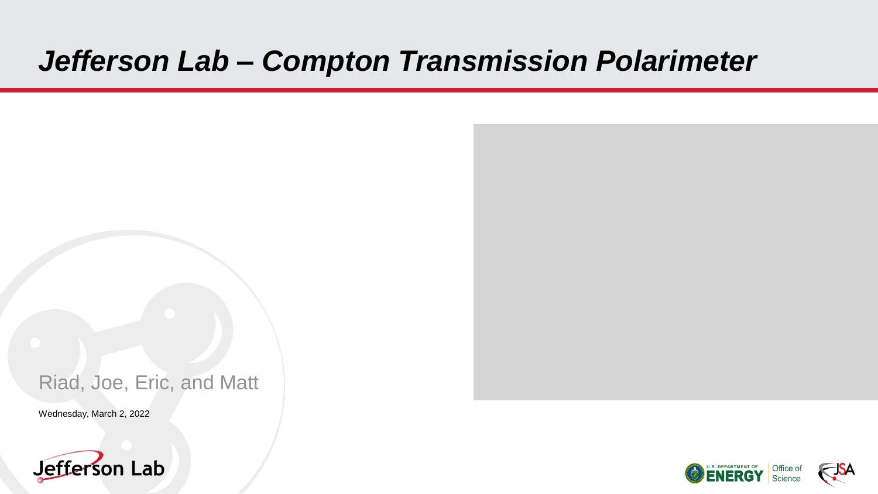# *Jefferson Lab – Compton Transmission Polarimeter*

Riad, Joe, Eric, and Matt

Wednesday, March 2, 2022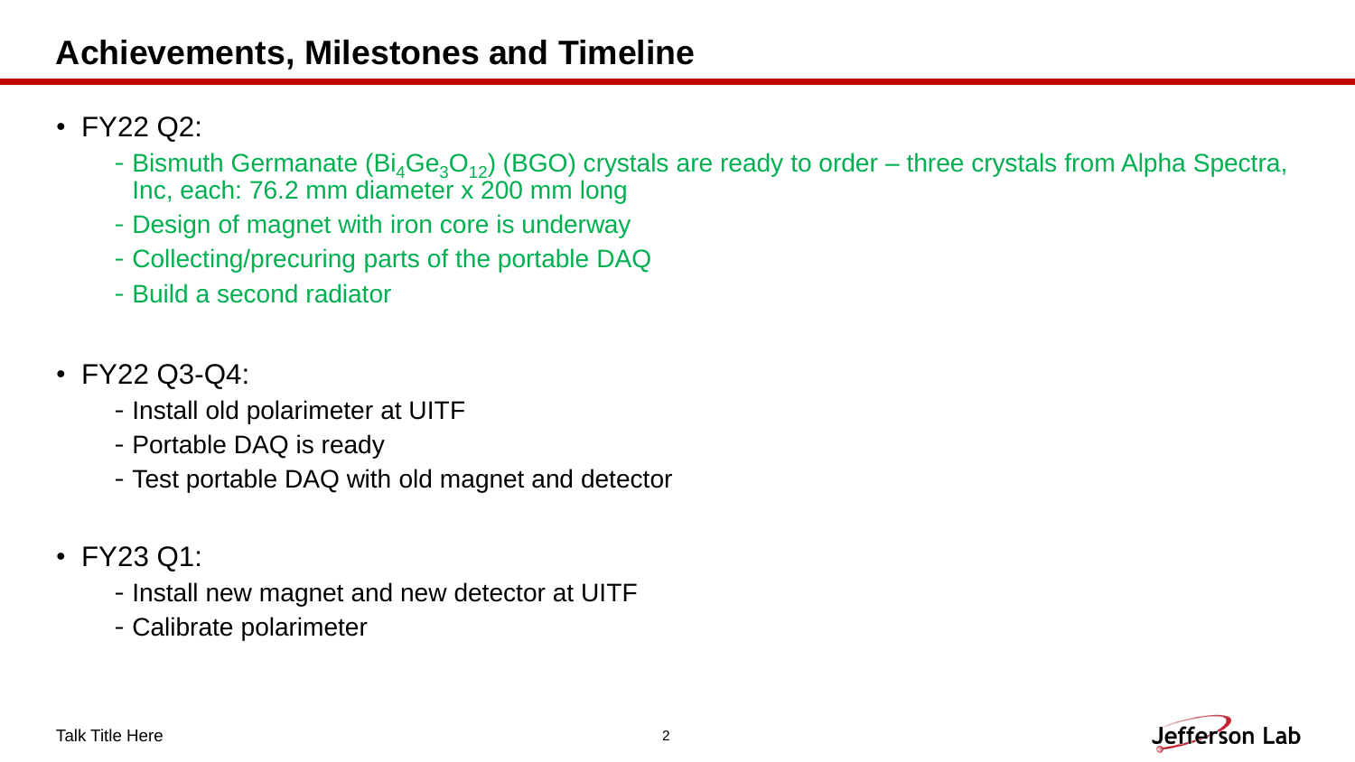# Achievements, Milestones and Timeline

- FY22 Q2:
  - Bismuth Germanate ($Bi_4Ge_3O_{12}$) (BGO) crystals are ready to order – three crystals from Alpha Spectra, Inc, each: 76.2 mm diameter x 200 mm long
  - Design of magnet with iron core is underway
  - Collecting/precuring parts of the portable DAQ
  - Build a second radiator

- FY22 Q3-Q4:
  - Install old polarimeter at UITF
  - Portable DAQ is ready
  - Test portable DAQ with old magnet and detector

- FY23 Q1:
  - Install new magnet and new detector at UITF
  - Calibrate polarimeter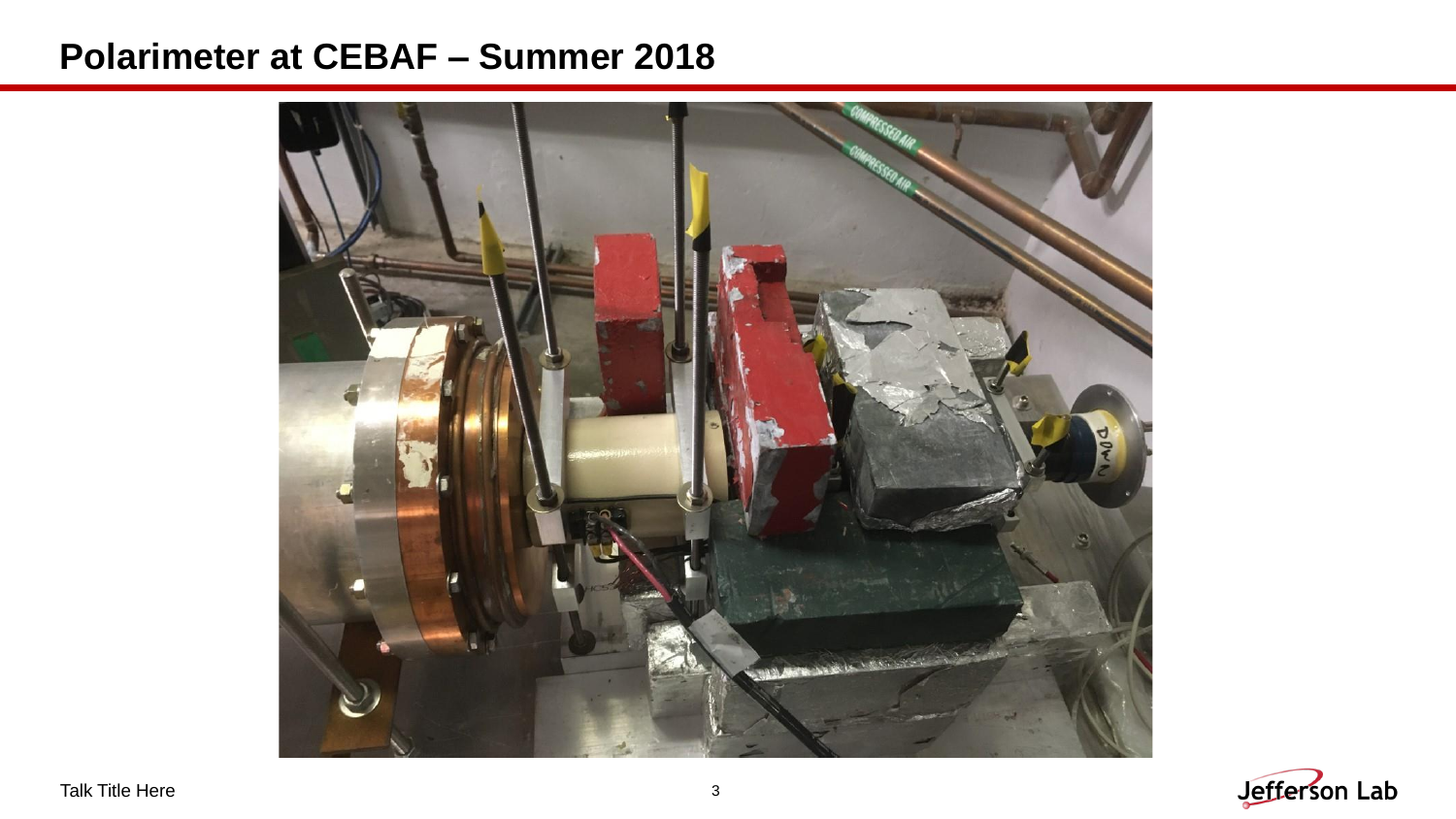# Polarimeter at CEBAF – Summer 2018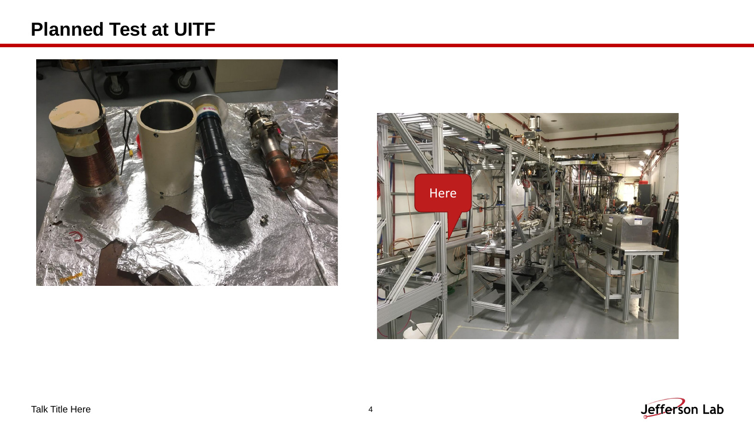# Planned Test at UITF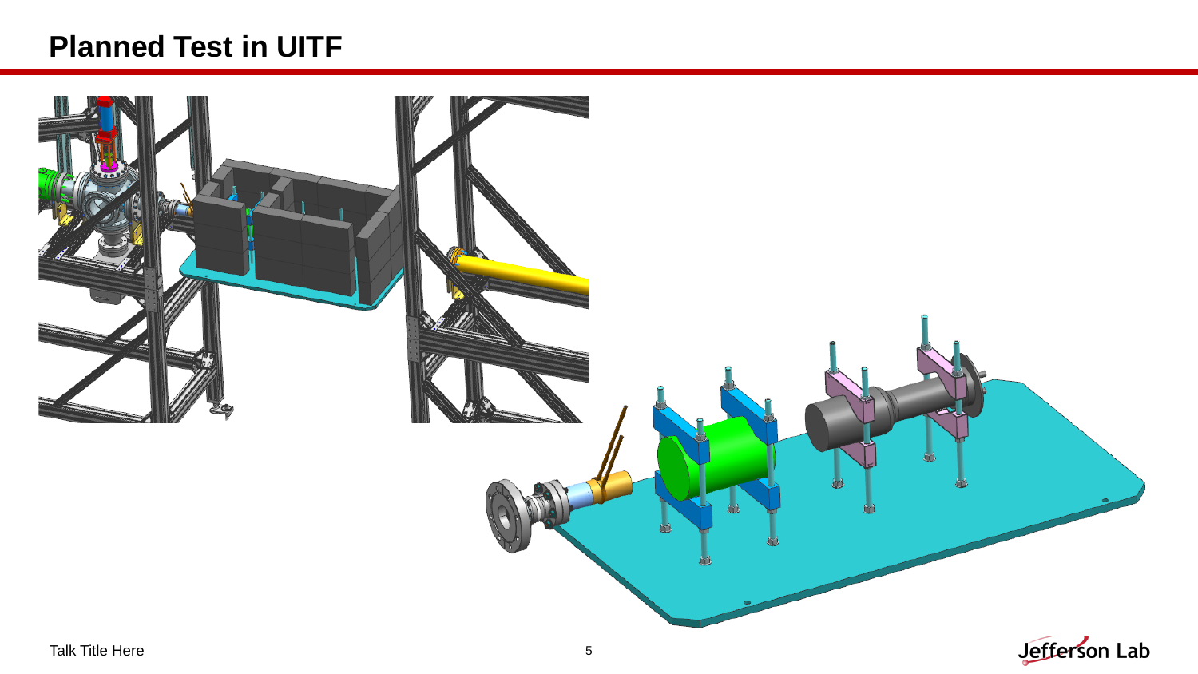# Planned Test in UITF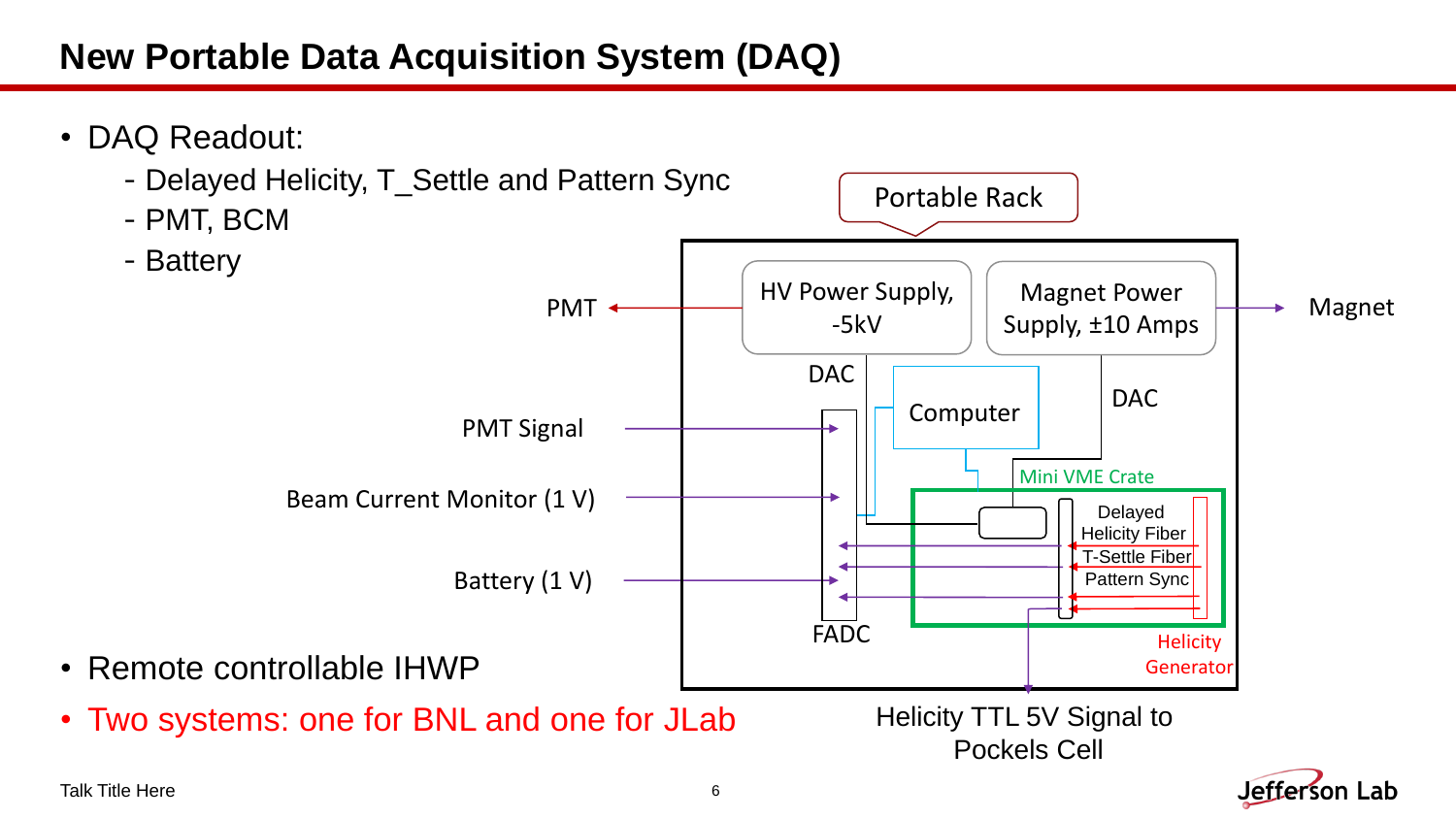# New Portable Data Acquisition System (DAQ)

- DAQ Readout:
  - Delayed Helicity, T_Settle and Pattern Sync
  - PMT, BCM
  - Battery

Portable Rack

HV Power Supply, -5kV

Magnet Power Supply, ±10 Amps

PMT

Magnet

DAC

DAC

Computer

PMT Signal

Beam Current Monitor (1 V)

Battery (1 V)

Mini VME Crate

Delayed Helicity Fiber

T-Settle Fiber

Pattern Sync

FADC

Helicity Generator

Helicity TTL 5V Signal to Pockels Cell

- Remote controllable IHWP
- Two systems: one for BNL and one for JLab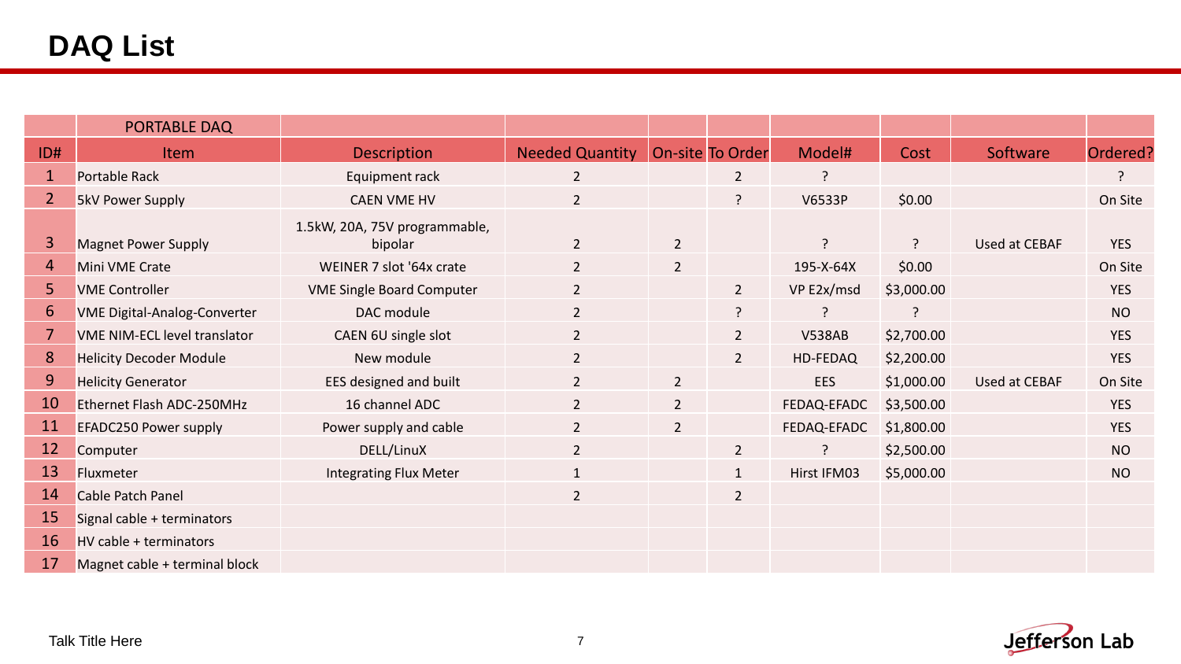# DAQ List

| | PORTABLE DAQ | | | | | | | | |
|---|---|---|---|---|---|---|---|---|---|
| ID# | Item | Description | Needed Quantity | On-site | To Order | Model# | Cost | Software | Ordered? |
| 1 | Portable Rack | Equipment rack | 2 | | 2 | ? | | | ? |
| 2 | 5kV Power Supply | CAEN VME HV | 2 | | ? | V6533P | $0.00 | | On Site |
| 3 | Magnet Power Supply | 1.5kW, 20A, 75V programmable, bipolar | 2 | 2 | | ? | ? | Used at CEBAF | YES |
| 4 | Mini VME Crate | WEINER 7 slot '64x crate | 2 | 2 | | 195-X-64X | $0.00 | | On Site |
| 5 | VME Controller | VME Single Board Computer | 2 | | 2 | VP E2x/msd | $3,000.00 | | YES |
| 6 | VME Digital-Analog-Converter | DAC module | 2 | | ? | ? | ? | | NO |
| 7 | VME NIM-ECL level translator | CAEN 6U single slot | 2 | | 2 | V538AB | $2,700.00 | | YES |
| 8 | Helicity Decoder Module | New module | 2 | | 2 | HD-FEDAQ | $2,200.00 | | YES |
| 9 | Helicity Generator | EES designed and built | 2 | 2 | | EES | $1,000.00 | Used at CEBAF | On Site |
| 10 | Ethernet Flash ADC-250MHz | 16 channel ADC | 2 | 2 | | FEDAQ-EFADC | $3,500.00 | | YES |
| 11 | EFADC250 Power supply | Power supply and cable | 2 | 2 | | FEDAQ-EFADC | $1,800.00 | | YES |
| 12 | Computer | DELL/LinuX | 2 | | 2 | ? | $2,500.00 | | NO |
| 13 | Fluxmeter | Integrating Flux Meter | 1 | | 1 | Hirst IFM03 | $5,000.00 | | NO |
| 14 | Cable Patch Panel | | 2 | | 2 | | | | |
| 15 | Signal cable + terminators | | | | | | | | |
| 16 | HV cable + terminators | | | | | | | | |
| 17 | Magnet cable + terminal block | | | | | | | | |